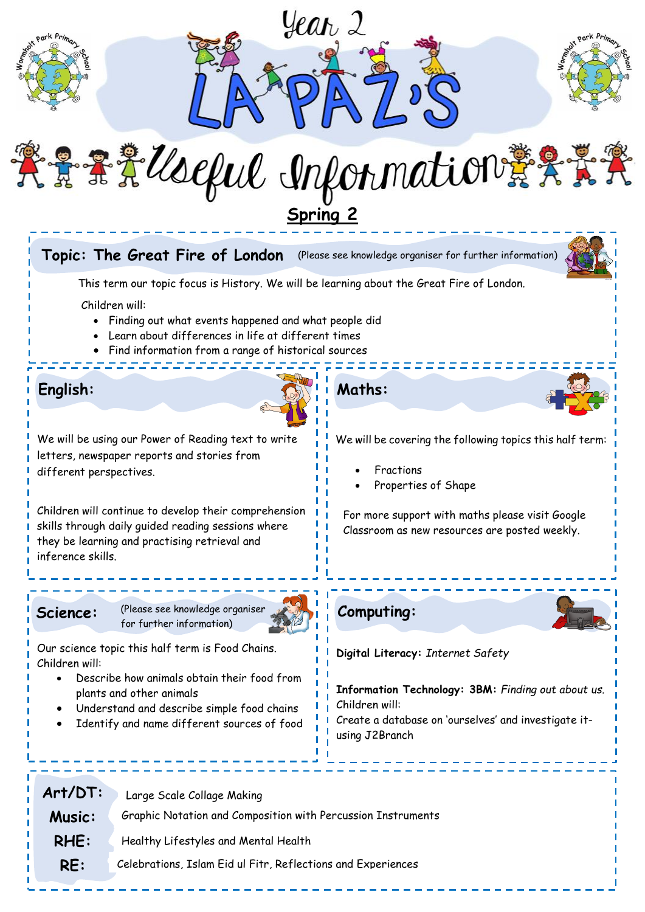# Year 2

# LA PAZ'S

# Useful Information

**Spring 2**

## Topic: The Great Fire of London

(Please see knowledge organiser for further information)

This term our topic focus is History. We will be learning about the Great Fire of London.

Children will:

- Finding out what events happened and what people did
- Learn about differences in life at different times
- Find information from a range of historical sources

## English:

We will be using our Power of Reading text to write letters, newspaper reports and stories from different perspectives.

Children will continue to develop their comprehension skills through daily guided reading sessions where they be learning and practising retrieval and inference skills.

## Maths:

We will be covering the following topics this half term:

- Fractions
- Properties of Shape

For more support with maths please visit Google Classroom as new resources are posted weekly.

## Science:

(Please see knowledge organiser for further information)

Our science topic this half term is Food Chains.
Children will:

- Describe how animals obtain their food from plants and other animals
- Understand and describe simple food chains
- Identify and name different sources of food

## Computing:

**Digital Literacy:** *Internet Safety*

**Information Technology: 3BM:** *Finding out about us.*
Children will:
Create a database on 'ourselves' and investigate it- using J2Branch

**Art/DT:** Large Scale Collage Making

**Music:** Graphic Notation and Composition with Percussion Instruments

**RHE:** Healthy Lifestyles and Mental Health

**RE:** Celebrations, Islam Eid ul Fitr, Reflections and Experiences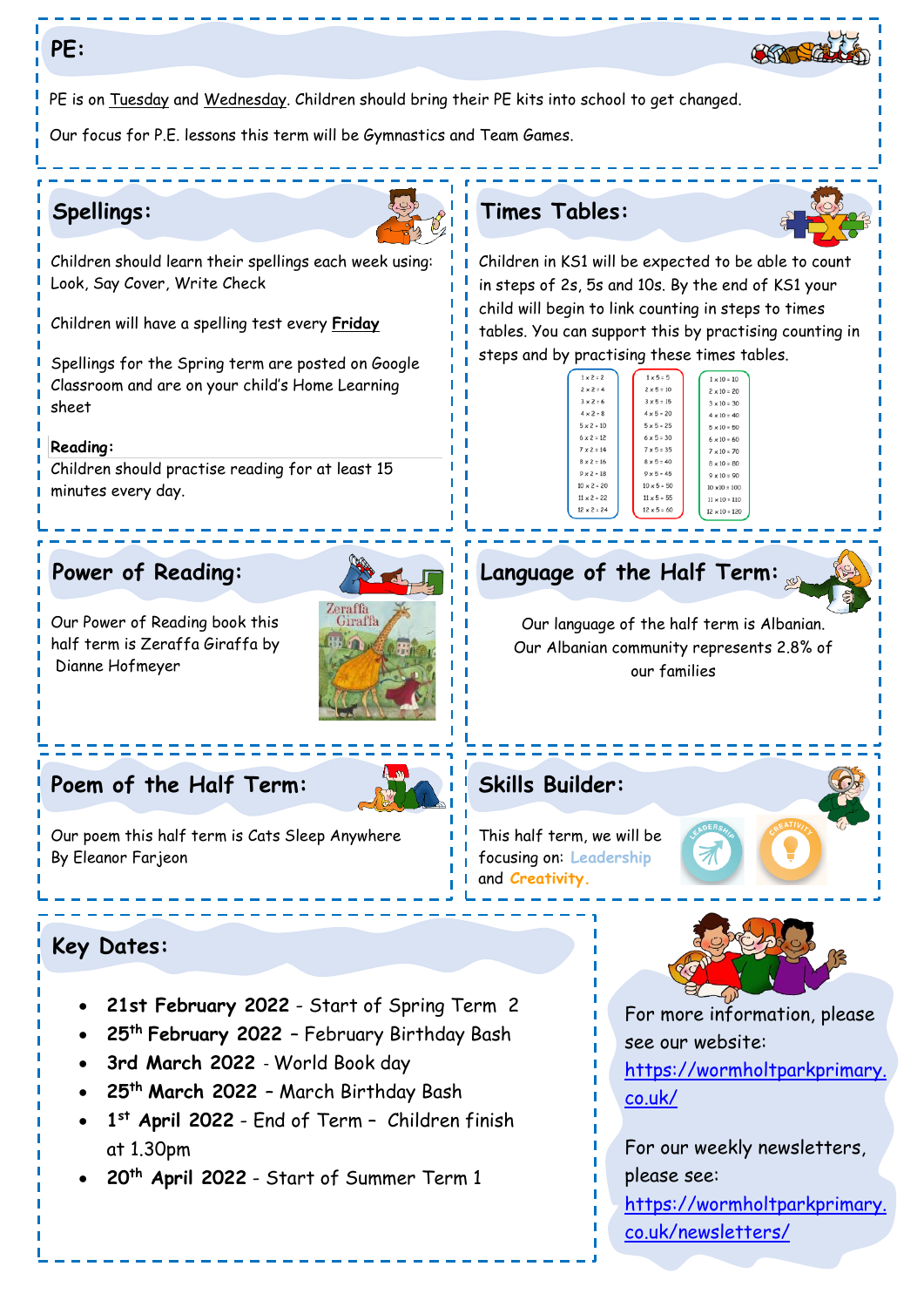## PE:

PE is on Tuesday and Wednesday. Children should bring their PE kits into school to get changed.

Our focus for P.E. lessons this term will be Gymnastics and Team Games.

## Spellings:

Children should learn their spellings each week using: Look, Say Cover, Write Check

Children will have a spelling test every **Friday**

Spellings for the Spring term are posted on Google Classroom and are on your child's Home Learning sheet

**Reading:**
Children should practise reading for at least 15 minutes every day.

## Times Tables:

Children in KS1 will be expected to be able to count in steps of 2s, 5s and 10s. By the end of KS1 your child will begin to link counting in steps to times tables. You can support this by practising counting in steps and by practising these times tables.

| | | |
|---|---|---|
| 1 x 2 = 2 | 1 x 5 = 5 | 1 x 10 = 10 |
| 2 x 2 = 4 | 2 x 5 = 10 | 2 x 10 = 20 |
| 3 x 2 = 6 | 3 x 5 = 15 | 3 x 10 = 30 |
| 4 x 2 = 8 | 4 x 5 = 20 | 4 x 10 = 40 |
| 5 x 2 = 10 | 5 x 5 = 25 | 5 x 10 = 50 |
| 6 x 2 = 12 | 6 x 5 = 30 | 6 x 10 = 60 |
| 7 x 2 = 14 | 7 x 5 = 35 | 7 x 10 = 70 |
| 8 x 2 = 16 | 8 x 5 = 40 | 8 x 10 = 80 |
| 9 x 2 = 18 | 9 x 5 = 45 | 9 x 10 = 90 |
| 10 x 2 = 20 | 10 x 5 = 50 | 10 x 10 = 100 |
| 11 x 2 = 22 | 11 x 5 = 55 | 11 x 10 = 110 |
| 12 x 2 = 24 | 12 x 5 = 60 | 12 x 10 = 120 |

## Power of Reading:

Our Power of Reading book this half term is Zeraffa Giraffa by Dianne Hofmeyer

## Language of the Half Term:

Our language of the half term is Albanian. Our Albanian community represents 2.8% of our families

## Poem of the Half Term:

Our poem this half term is Cats Sleep Anywhere By Eleanor Farjeon

## Skills Builder:

This half term, we will be focusing on: Leadership and Creativity.

## Key Dates:

- **21st February 2022** - Start of Spring Term 2
- **25th February 2022** – February Birthday Bash
- **3rd March 2022** - World Book day
- **25th March 2022** – March Birthday Bash
- **1st April 2022** - End of Term – Children finish at 1.30pm
- **20th April 2022** - Start of Summer Term 1

For more information, please see our website: https://wormholtparkprimary.co.uk/

For our weekly newsletters, please see: https://wormholtparkprimary.co.uk/newsletters/